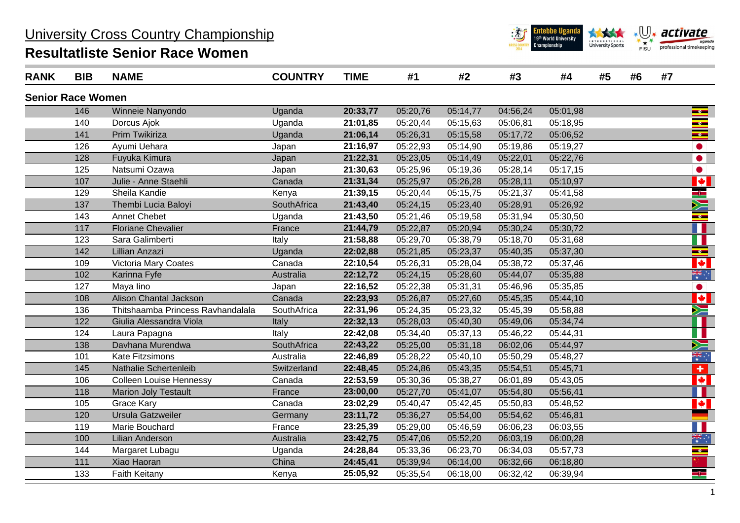# University Cross Country Championship

## Resultatliste Senior Race Women

| RANK | BIB | NAME | COUNTRY | TIME | #1 | #2 | #3 | #4 | #5 | #6 | #7 |
|---|---|---|---|---|---|---|---|---|---|---|---|
| **Senior Race Women** | | | | | | | | | | | |
| | 146 | Winneie Nanyondo | Uganda | **20:33,77** | 05:20,76 | 05:14,77 | 04:56,24 | 05:01,98 | | | |
| | 140 | Dorcus Ajok | Uganda | **21:01,85** | 05:20,44 | 05:15,63 | 05:06,81 | 05:18,95 | | | |
| | 141 | Prim Twikiriza | Uganda | **21:06,14** | 05:26,31 | 05:15,58 | 05:17,72 | 05:06,52 | | | |
| | 126 | Ayumi Uehara | Japan | **21:16,97** | 05:22,93 | 05:14,90 | 05:19,86 | 05:19,27 | | | |
| | 128 | Fuyuka Kimura | Japan | **21:22,31** | 05:23,05 | 05:14,49 | 05:22,01 | 05:22,76 | | | |
| | 125 | Natsumi Ozawa | Japan | **21:30,63** | 05:25,96 | 05:19,36 | 05:28,14 | 05:17,15 | | | |
| | 107 | Julie - Anne Staehli | Canada | **21:31,34** | 05:25,97 | 05:26,28 | 05:28,11 | 05:10,97 | | | |
| | 129 | Sheila Kandie | Kenya | **21:39,15** | 05:20,44 | 05:15,75 | 05:21,37 | 05:41,58 | | | |
| | 137 | Thembi Lucia Baloyi | SouthAfrica | **21:43,40** | 05:24,15 | 05:23,40 | 05:28,91 | 05:26,92 | | | |
| | 143 | Annet Chebet | Uganda | **21:43,50** | 05:21,46 | 05:19,58 | 05:31,94 | 05:30,50 | | | |
| | 117 | Floriane Chevalier | France | **21:44,79** | 05:22,87 | 05:20,94 | 05:30,24 | 05:30,72 | | | |
| | 123 | Sara Galimberti | Italy | **21:58,88** | 05:29,70 | 05:38,79 | 05:18,70 | 05:31,68 | | | |
| | 142 | Lillian Anzazi | Uganda | **22:02,88** | 05:21,85 | 05:23,37 | 05:40,35 | 05:37,30 | | | |
| | 109 | Victoria Mary Coates | Canada | **22:10,54** | 05:26,31 | 05:28,04 | 05:38,72 | 05:37,46 | | | |
| | 102 | Karinna Fyfe | Australia | **22:12,72** | 05:24,15 | 05:28,60 | 05:44,07 | 05:35,88 | | | |
| | 127 | Maya Iino | Japan | **22:16,52** | 05:22,38 | 05:31,31 | 05:46,96 | 05:35,85 | | | |
| | 108 | Alison Chantal Jackson | Canada | **22:23,93** | 05:26,87 | 05:27,60 | 05:45,35 | 05:44,10 | | | |
| | 136 | Thitshaamba Princess Ravhandalala | SouthAfrica | **22:31,96** | 05:24,35 | 05:23,32 | 05:45,39 | 05:58,88 | | | |
| | 122 | Giulia Alessandra Viola | Italy | **22:32,13** | 05:28,03 | 05:40,30 | 05:49,06 | 05:34,74 | | | |
| | 124 | Laura Papagna | Italy | **22:42,08** | 05:34,40 | 05:37,13 | 05:46,22 | 05:44,31 | | | |
| | 138 | Davhana Murendwa | SouthAfrica | **22:43,22** | 05:25,00 | 05:31,18 | 06:02,06 | 05:44,97 | | | |
| | 101 | Kate Fitzsimons | Australia | **22:46,89** | 05:28,22 | 05:40,10 | 05:50,29 | 05:48,27 | | | |
| | 145 | Nathalie Schertenleib | Switzerland | **22:48,45** | 05:24,86 | 05:43,35 | 05:54,51 | 05:45,71 | | | |
| | 106 | Colleen Louise Hennessy | Canada | **22:53,59** | 05:30,36 | 05:38,27 | 06:01,89 | 05:43,05 | | | |
| | 118 | Marion Joly Testault | France | **23:00,00** | 05:27,70 | 05:41,07 | 05:54,80 | 05:56,41 | | | |
| | 105 | Grace Kary | Canada | **23:02,29** | 05:40,47 | 05:42,45 | 05:50,83 | 05:48,52 | | | |
| | 120 | Ursula Gatzweiler | Germany | **23:11,72** | 05:36,27 | 05:54,00 | 05:54,62 | 05:46,81 | | | |
| | 119 | Marie Bouchard | France | **23:25,39** | 05:29,00 | 05:46,59 | 06:06,23 | 06:03,55 | | | |
| | 100 | Lilian Anderson | Australia | **23:42,75** | 05:47,06 | 05:52,20 | 06:03,19 | 06:00,28 | | | |
| | 144 | Margaret Lubagu | Uganda | **24:28,84** | 05:33,36 | 06:23,70 | 06:34,03 | 05:57,73 | | | |
| | 111 | Xiao Haoran | China | **24:45,41** | 05:39,94 | 06:14,00 | 06:32,66 | 06:18,80 | | | |
| | 133 | Faith Keitany | Kenya | **25:05,92** | 05:35,54 | 06:18,00 | 06:32,42 | 06:39,94 | | | |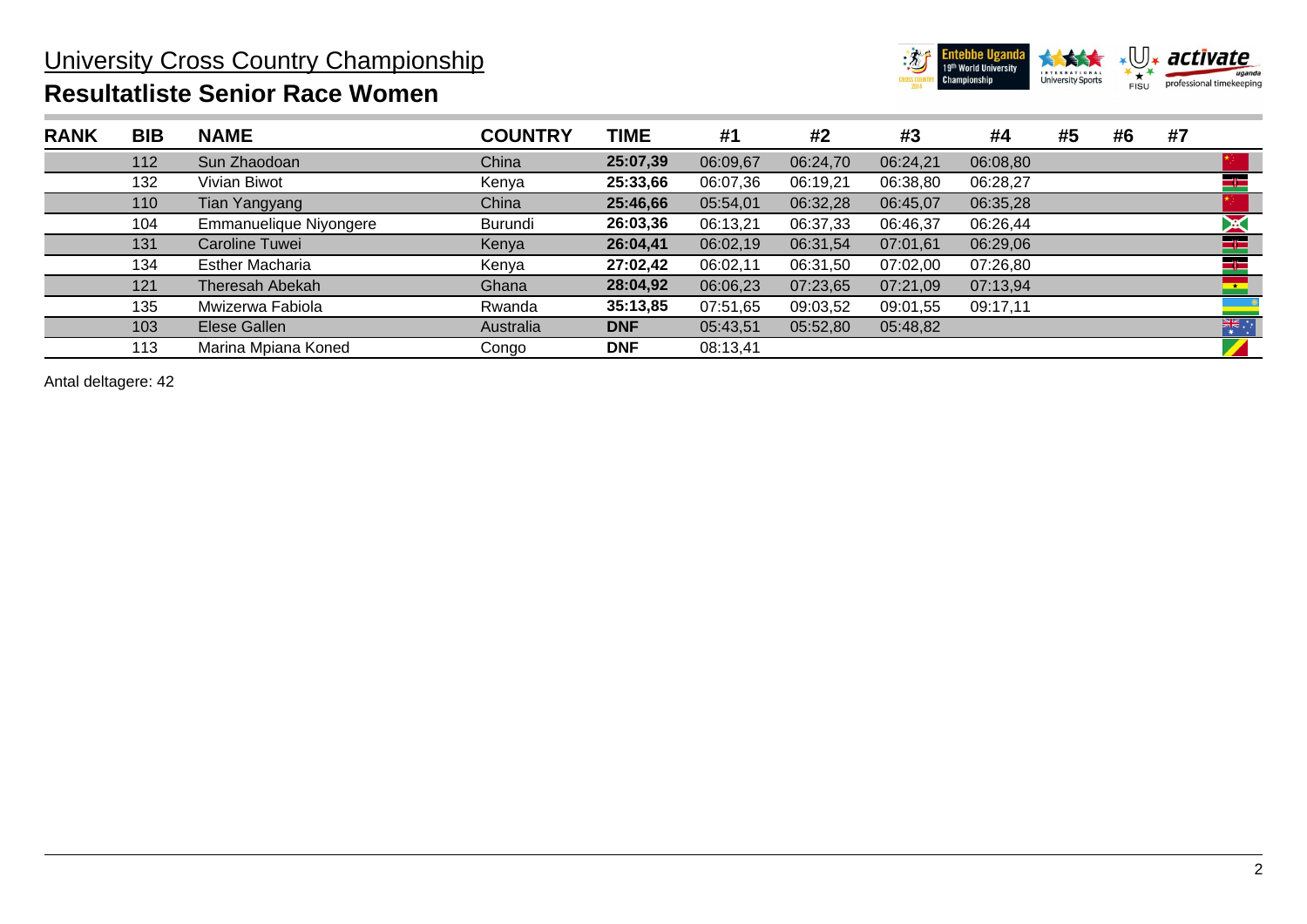# University Cross Country Championship

## Resultatliste Senior Race Women

| RANK | BIB | NAME | COUNTRY | TIME | #1 | #2 | #3 | #4 | #5 | #6 | #7 | |
|---|---|---|---|---|---|---|---|---|---|---|---|---|
| | 112 | Sun Zhaodoan | China | **25:07,39** | 06:09,67 | 06:24,70 | 06:24,21 | 06:08,80 | | | | |
| | 132 | Vivian Biwot | Kenya | **25:33,66** | 06:07,36 | 06:19,21 | 06:38,80 | 06:28,27 | | | | |
| | 110 | Tian Yangyang | China | **25:46,66** | 05:54,01 | 06:32,28 | 06:45,07 | 06:35,28 | | | | |
| | 104 | Emmanuelique Niyongere | Burundi | **26:03,36** | 06:13,21 | 06:37,33 | 06:46,37 | 06:26,44 | | | | |
| | 131 | Caroline Tuwei | Kenya | **26:04,41** | 06:02,19 | 06:31,54 | 07:01,61 | 06:29,06 | | | | |
| | 134 | Esther Macharia | Kenya | **27:02,42** | 06:02,11 | 06:31,50 | 07:02,00 | 07:26,80 | | | | |
| | 121 | Theresah Abekah | Ghana | **28:04,92** | 06:06,23 | 07:23,65 | 07:21,09 | 07:13,94 | | | | |
| | 135 | Mwizerwa Fabiola | Rwanda | **35:13,85** | 07:51,65 | 09:03,52 | 09:01,55 | 09:17,11 | | | | |
| | 103 | Elese Gallen | Australia | **DNF** | 05:43,51 | 05:52,80 | 05:48,82 | | | | | |
| | 113 | Marina Mpiana Koned | Congo | **DNF** | 08:13,41 | | | | | | | |

Antal deltagere: 42